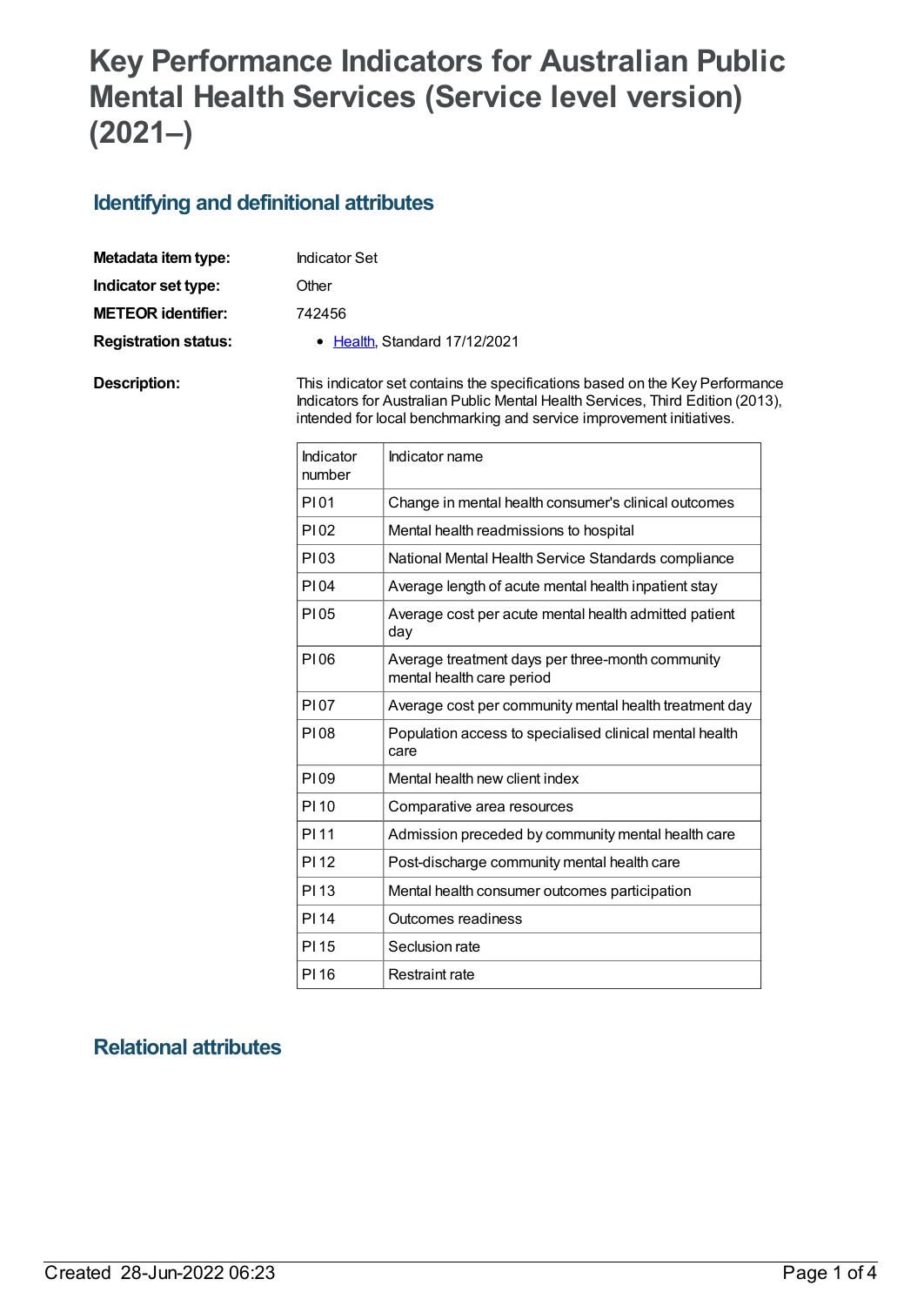# Key Performance Indicators for Australian Public Mental Health Services (Service level version) (2021–)

## Identifying and definitional attributes

**Metadata item type:** Indicator Set

**Indicator set type:** Other

**METEOR identifier:** 742456

**Registration status:**
- Health, Standard 17/12/2021

**Description:** This indicator set contains the specifications based on the Key Performance Indicators for Australian Public Mental Health Services, Third Edition (2013), intended for local benchmarking and service improvement initiatives.

| Indicator number | Indicator name |
|---|---|
| PI 01 | Change in mental health consumer's clinical outcomes |
| PI 02 | Mental health readmissions to hospital |
| PI 03 | National Mental Health Service Standards compliance |
| PI 04 | Average length of acute mental health inpatient stay |
| PI 05 | Average cost per acute mental health admitted patient day |
| PI 06 | Average treatment days per three-month community mental health care period |
| PI 07 | Average cost per community mental health treatment day |
| PI 08 | Population access to specialised clinical mental health care |
| PI 09 | Mental health new client index |
| PI 10 | Comparative area resources |
| PI 11 | Admission preceded by community mental health care |
| PI 12 | Post-discharge community mental health care |
| PI 13 | Mental health consumer outcomes participation |
| PI 14 | Outcomes readiness |
| PI 15 | Seclusion rate |
| PI 16 | Restraint rate |

## Relational attributes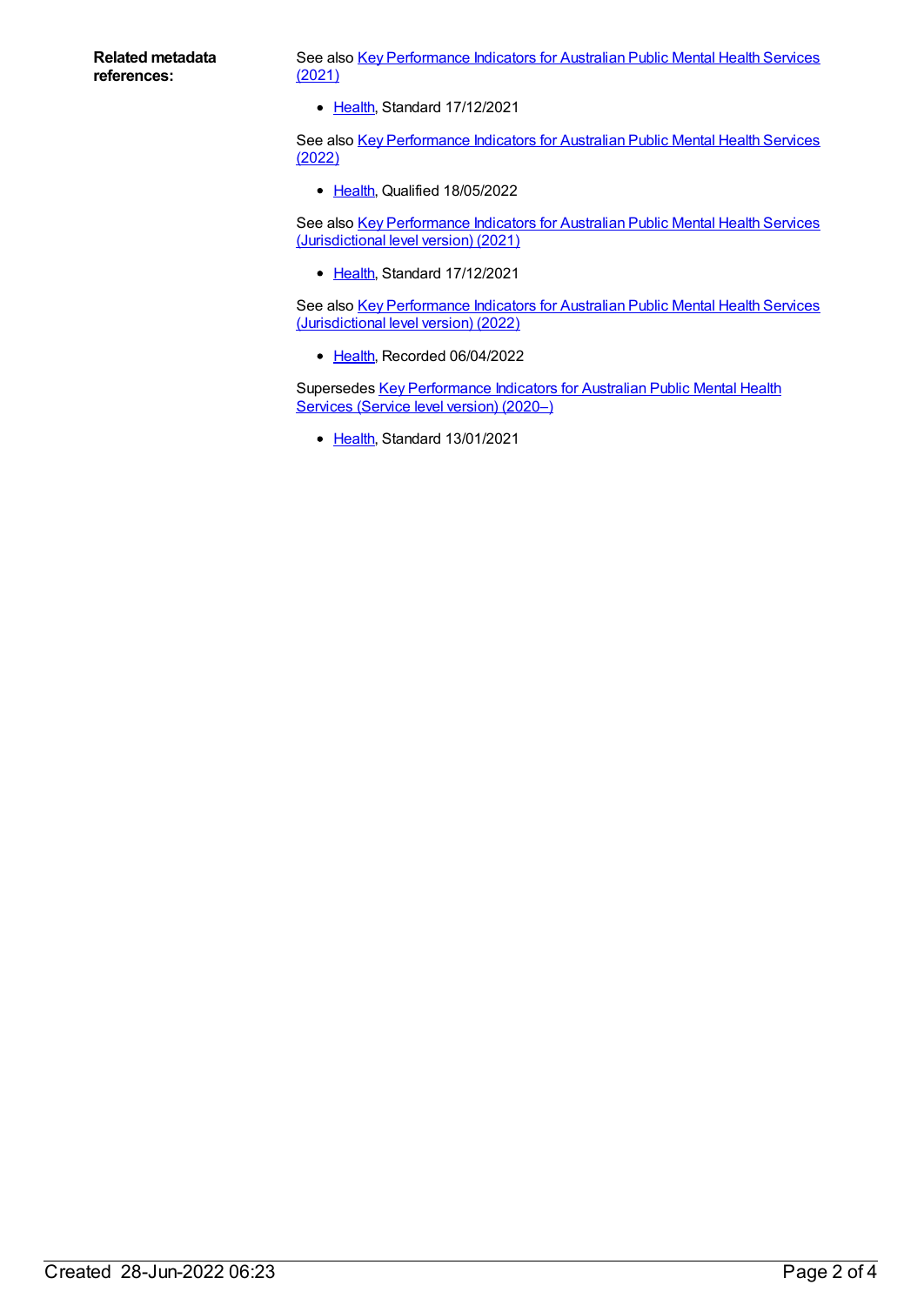**Related metadata references:**

See also Key Performance Indicators for Australian Public Mental Health Services (2021)

- Health, Standard 17/12/2021

See also Key Performance Indicators for Australian Public Mental Health Services (2022)

- Health, Qualified 18/05/2022

See also Key Performance Indicators for Australian Public Mental Health Services (Jurisdictional level version) (2021)

- Health, Standard 17/12/2021

See also Key Performance Indicators for Australian Public Mental Health Services (Jurisdictional level version) (2022)

- Health, Recorded 06/04/2022

Supersedes Key Performance Indicators for Australian Public Mental Health Services (Service level version) (2020–)

- Health, Standard 13/01/2021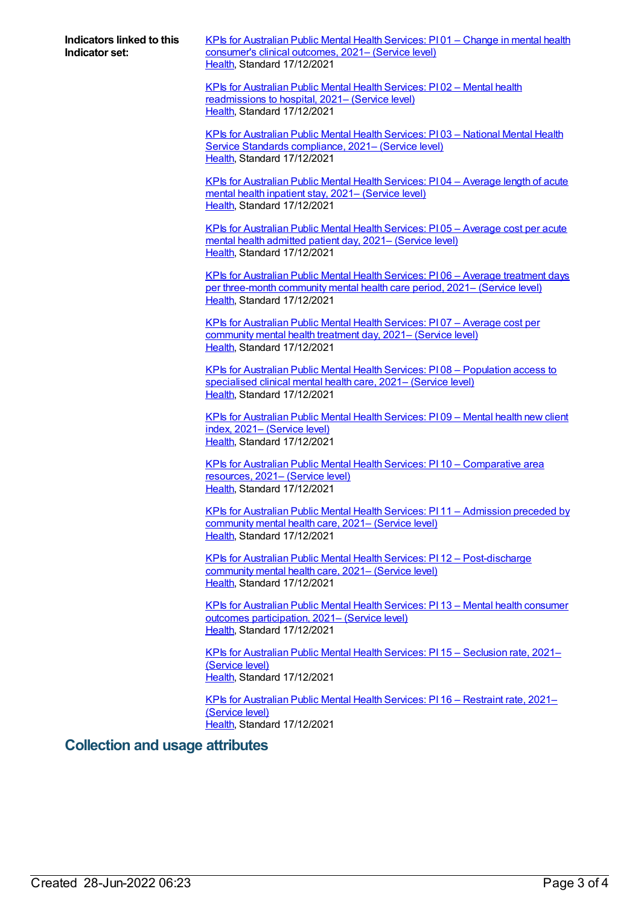**Indicators linked to this Indicator set:**

KPIs for Australian Public Mental Health Services: PI 01 – Change in mental health consumer's clinical outcomes, 2021– (Service level)
Health, Standard 17/12/2021

KPIs for Australian Public Mental Health Services: PI 02 – Mental health readmissions to hospital, 2021– (Service level)
Health, Standard 17/12/2021

KPIs for Australian Public Mental Health Services: PI 03 – National Mental Health Service Standards compliance, 2021– (Service level)
Health, Standard 17/12/2021

KPIs for Australian Public Mental Health Services: PI 04 – Average length of acute mental health inpatient stay, 2021– (Service level)
Health, Standard 17/12/2021

KPIs for Australian Public Mental Health Services: PI 05 – Average cost per acute mental health admitted patient day, 2021– (Service level)
Health, Standard 17/12/2021

KPIs for Australian Public Mental Health Services: PI 06 – Average treatment days per three-month community mental health care period, 2021– (Service level)
Health, Standard 17/12/2021

KPIs for Australian Public Mental Health Services: PI 07 – Average cost per community mental health treatment day, 2021– (Service level)
Health, Standard 17/12/2021

KPIs for Australian Public Mental Health Services: PI 08 – Population access to specialised clinical mental health care, 2021– (Service level)
Health, Standard 17/12/2021

KPIs for Australian Public Mental Health Services: PI 09 – Mental health new client index, 2021– (Service level)
Health, Standard 17/12/2021

KPIs for Australian Public Mental Health Services: PI 10 – Comparative area resources, 2021– (Service level)
Health, Standard 17/12/2021

KPIs for Australian Public Mental Health Services: PI 11 – Admission preceded by community mental health care, 2021– (Service level)
Health, Standard 17/12/2021

KPIs for Australian Public Mental Health Services: PI 12 – Post-discharge community mental health care, 2021– (Service level)
Health, Standard 17/12/2021

KPIs for Australian Public Mental Health Services: PI 13 – Mental health consumer outcomes participation, 2021– (Service level)
Health, Standard 17/12/2021

KPIs for Australian Public Mental Health Services: PI 15 – Seclusion rate, 2021– (Service level)
Health, Standard 17/12/2021

KPIs for Australian Public Mental Health Services: PI 16 – Restraint rate, 2021– (Service level)
Health, Standard 17/12/2021

## Collection and usage attributes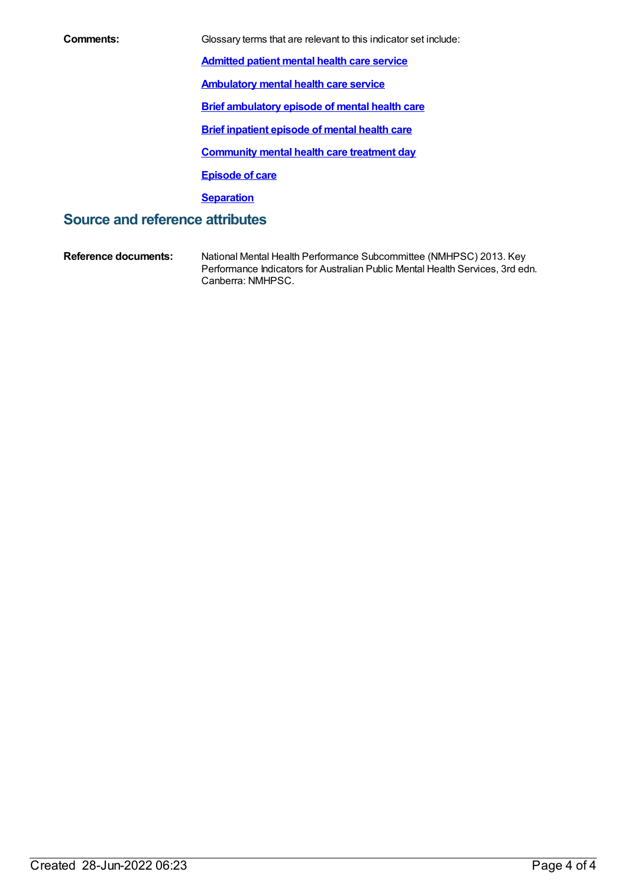**Comments:** Glossary terms that are relevant to this indicator set include:

**Admitted patient mental health care service**

**Ambulatory mental health care service**

**Brief ambulatory episode of mental health care**

**Brief inpatient episode of mental health care**

**Community mental health care treatment day**

**Episode of care**

**Separation**

## Source and reference attributes

**Reference documents:** National Mental Health Performance Subcommittee (NMHPSC) 2013. Key Performance Indicators for Australian Public Mental Health Services, 3rd edn. Canberra: NMHPSC.